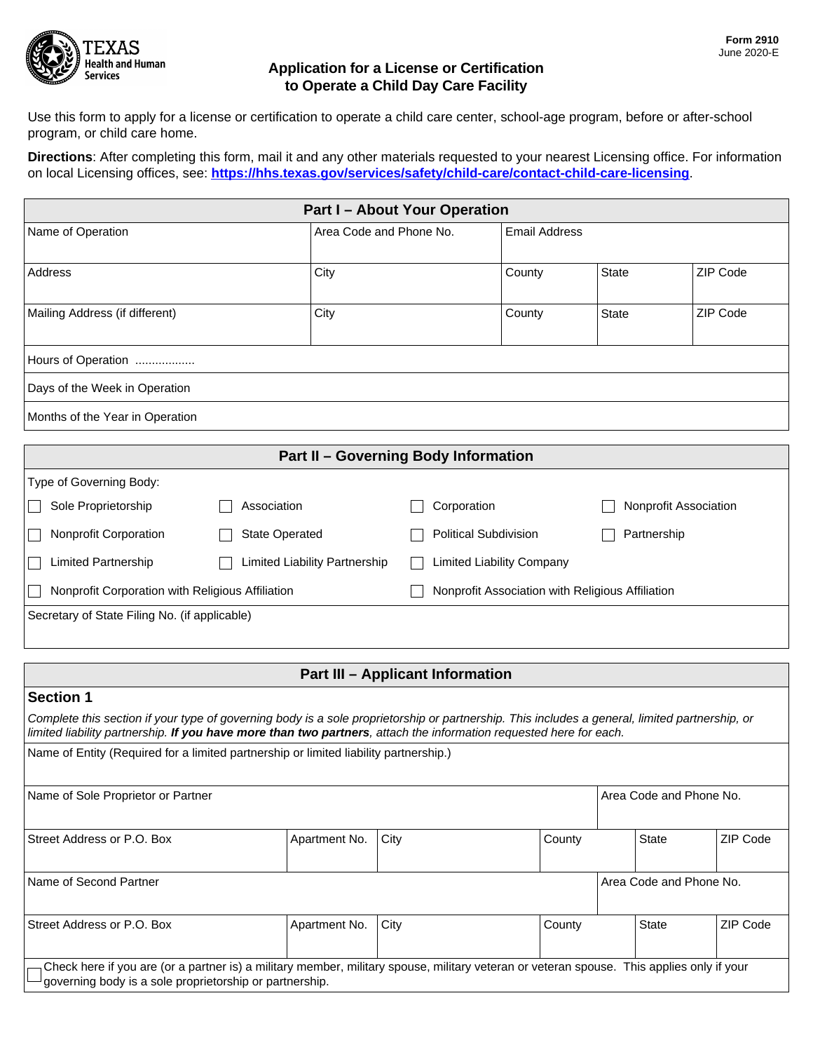Form 2910
June 2020-E

Texas Health and Human Services

# Application for a License or Certification to Operate a Child Day Care Facility

Use this form to apply for a license or certification to operate a child care center, school-age program, before or after-school program, or child care home.

**Directions**: After completing this form, mail it and any other materials requested to your nearest Licensing office. For information on local Licensing offices, see: **https://hhs.texas.gov/services/safety/child-care/contact-child-care-licensing**.

## Part I – About Your Operation

| Name of Operation | Area Code and Phone No. | Email Address | | |
|---|---|---|---|---|
| Address | City | County | State | ZIP Code |
| Mailing Address (if different) | City | County | State | ZIP Code |

Hours of Operation ..................

Days of the Week in Operation

Months of the Year in Operation

## Part II – Governing Body Information

Type of Governing Body:

- ☐ Sole Proprietorship
- ☐ Association
- ☐ Corporation
- ☐ Nonprofit Association
- ☐ Nonprofit Corporation
- ☐ State Operated
- ☐ Political Subdivision
- ☐ Partnership
- ☐ Limited Partnership
- ☐ Limited Liability Partnership
- ☐ Limited Liability Company
- ☐ Nonprofit Corporation with Religious Affiliation
- ☐ Nonprofit Association with Religious Affiliation

Secretary of State Filing No. (if applicable)

## Part III – Applicant Information

### Section 1

*Complete this section if your type of governing body is a sole proprietorship or partnership. This includes a general, limited partnership, or limited liability partnership.* ***If you have more than two partners****, attach the information requested here for each.*

Name of Entity (Required for a limited partnership or limited liability partnership.)

| Name of Sole Proprietor or Partner | | | | Area Code and Phone No. | |
|---|---|---|---|---|---|
| Street Address or P.O. Box | Apartment No. | City | County | State | ZIP Code |
| Name of Second Partner | | | | Area Code and Phone No. | |
| Street Address or P.O. Box | Apartment No. | City | County | State | ZIP Code |

☐ Check here if you are (or a partner is) a military member, military spouse, military veteran or veteran spouse. This applies only if your governing body is a sole proprietorship or partnership.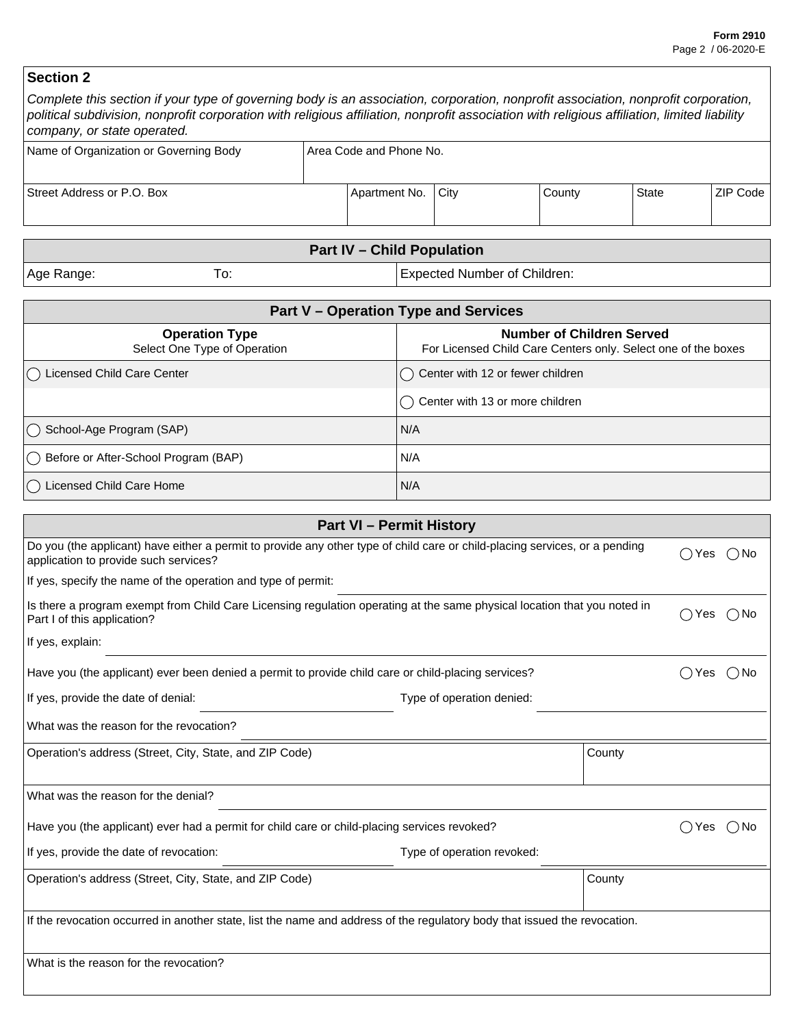## Section 2

*Complete this section if your type of governing body is an association, corporation, nonprofit association, nonprofit corporation, political subdivision, nonprofit corporation with religious affiliation, nonprofit association with religious affiliation, limited liability company, or state operated.*

| Name of Organization or Governing Body | Area Code and Phone No. | | | | |
|---|---|---|---|---|---|
| | | | | | |
| **Street Address or P.O. Box** | **Apartment No.** | **City** | **County** | **State** | **ZIP Code** |
| | | | | | |

## Part IV – Child Population

| Age Range: | To: | Expected Number of Children: |
|---|---|---|

## Part V – Operation Type and Services

| Operation Type<br>Select One Type of Operation | Number of Children Served<br>For Licensed Child Care Centers only. Select one of the boxes |
|---|---|
| ◯ Licensed Child Care Center | ◯ Center with 12 or fewer children |
| | ◯ Center with 13 or more children |
| ◯ School-Age Program (SAP) | N/A |
| ◯ Before or After-School Program (BAP) | N/A |
| ◯ Licensed Child Care Home | N/A |

## Part VI – Permit History

Do you (the applicant) have either a permit to provide any other type of child care or child-placing services, or a pending application to provide such services? ◯ Yes ◯ No

If yes, specify the name of the operation and type of permit: ____________________

Is there a program exempt from Child Care Licensing regulation operating at the same physical location that you noted in Part I of this application? ◯ Yes ◯ No

If yes, explain: ____________________

Have you (the applicant) ever been denied a permit to provide child care or child-placing services? ◯ Yes ◯ No

If yes, provide the date of denial: ____________________ Type of operation denied: ____________________

What was the reason for the revocation? ____________________

| Operation's address (Street, City, State, and ZIP Code) | County |
|---|---|
| | |

What was the reason for the denial? ____________________

Have you (the applicant) ever had a permit for child care or child-placing services revoked? ◯ Yes ◯ No

If yes, provide the date of revocation: ____________________ Type of operation revoked: ____________________

| Operation's address (Street, City, State, and ZIP Code) | County |
|---|---|
| | |

If the revocation occurred in another state, list the name and address of the regulatory body that issued the revocation.

What is the reason for the revocation?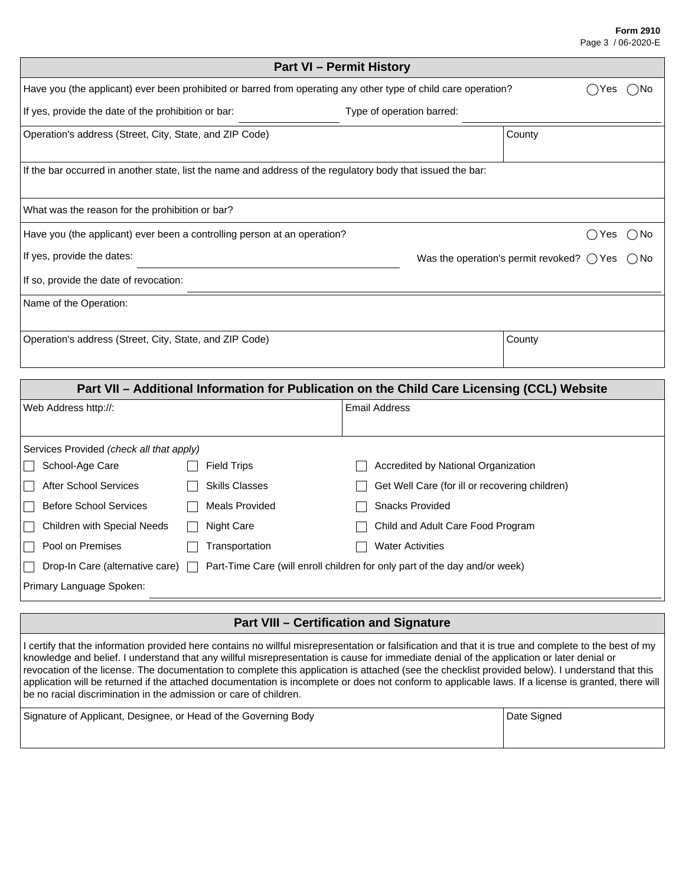## Part VI – Permit History

Have you (the applicant) ever been prohibited or barred from operating any other type of child care operation? ◯ Yes ◯ No

If yes, provide the date of the prohibition or bar: ______________ Type of operation barred: ______________

| Operation's address (Street, City, State, and ZIP Code) | County |
|---|---|
| | |

If the bar occurred in another state, list the name and address of the regulatory body that issued the bar:

What was the reason for the prohibition or bar?

Have you (the applicant) ever been a controlling person at an operation? ◯ Yes ◯ No

If yes, provide the dates: ______________ Was the operation's permit revoked? ◯ Yes ◯ No

If so, provide the date of revocation: ______________

Name of the Operation:

| Operation's address (Street, City, State, and ZIP Code) | County |
|---|---|
| | |

## Part VII – Additional Information for Publication on the Child Care Licensing (CCL) Website

| Web Address http://: | Email Address |
|---|---|
| | |

Services Provided *(check all that apply)*

- ☐ School-Age Care
- ☐ Field Trips
- ☐ Accredited by National Organization
- ☐ After School Services
- ☐ Skills Classes
- ☐ Get Well Care (for ill or recovering children)
- ☐ Before School Services
- ☐ Meals Provided
- ☐ Snacks Provided
- ☐ Children with Special Needs
- ☐ Night Care
- ☐ Child and Adult Care Food Program
- ☐ Pool on Premises
- ☐ Transportation
- ☐ Water Activities
- ☐ Drop-In Care (alternative care)
- ☐ Part-Time Care (will enroll children for only part of the day and/or week)

Primary Language Spoken: ______________

## Part VIII – Certification and Signature

I certify that the information provided here contains no willful misrepresentation or falsification and that it is true and complete to the best of my knowledge and belief. I understand that any willful misrepresentation is cause for immediate denial of the application or later denial or revocation of the license. The documentation to complete this application is attached (see the checklist provided below). I understand that this application will be returned if the attached documentation is incomplete or does not conform to applicable laws. If a license is granted, there will be no racial discrimination in the admission or care of children.

| Signature of Applicant, Designee, or Head of the Governing Body | Date Signed |
|---|---|
| | |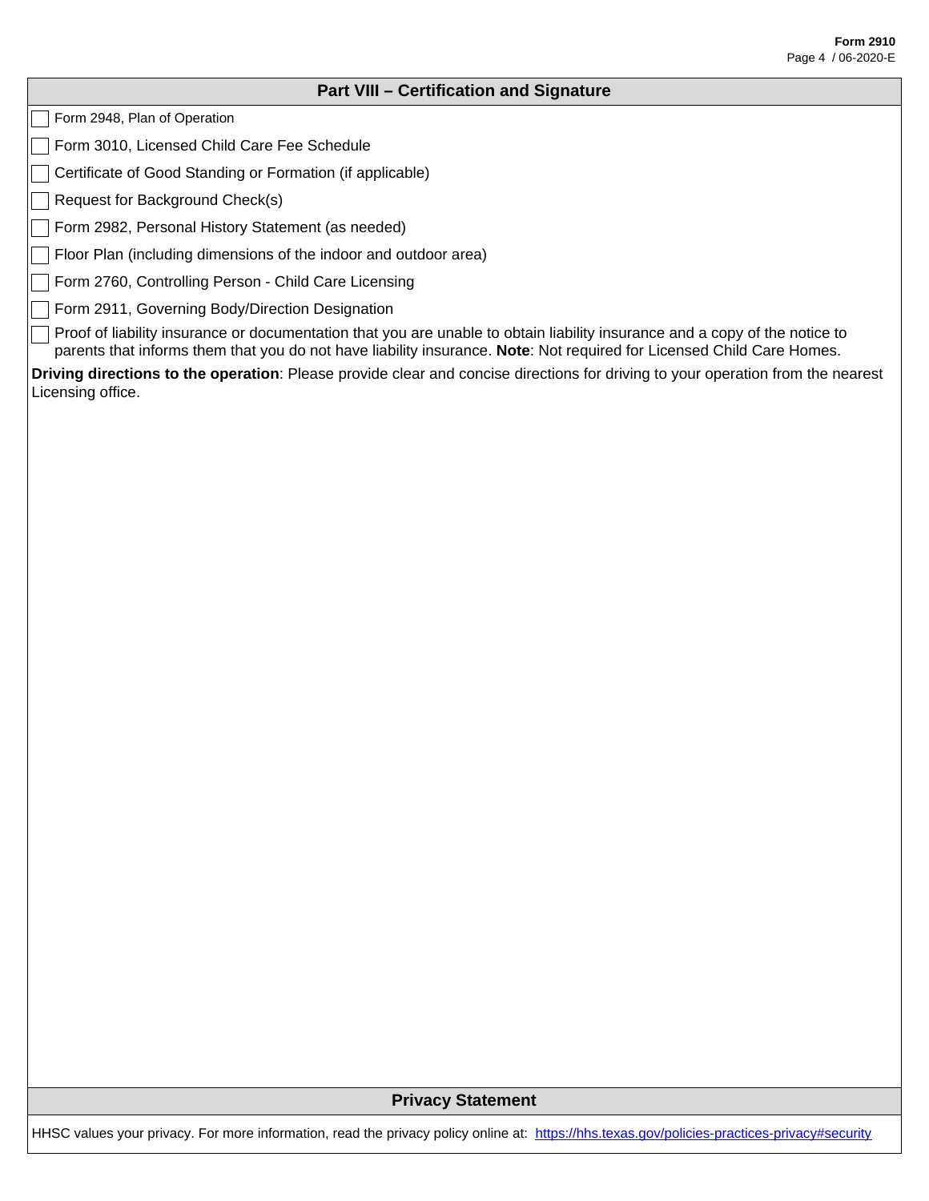## Part VIII – Certification and Signature

- [ ] Form 2948, Plan of Operation
- [ ] Form 3010, Licensed Child Care Fee Schedule
- [ ] Certificate of Good Standing or Formation (if applicable)
- [ ] Request for Background Check(s)
- [ ] Form 2982, Personal History Statement (as needed)
- [ ] Floor Plan (including dimensions of the indoor and outdoor area)
- [ ] Form 2760, Controlling Person - Child Care Licensing
- [ ] Form 2911, Governing Body/Direction Designation
- [ ] Proof of liability insurance or documentation that you are unable to obtain liability insurance and a copy of the notice to parents that informs them that you do not have liability insurance. **Note**: Not required for Licensed Child Care Homes.

**Driving directions to the operation**: Please provide clear and concise directions for driving to your operation from the nearest Licensing office.

## Privacy Statement

HHSC values your privacy. For more information, read the privacy policy online at: https://hhs.texas.gov/policies-practices-privacy#security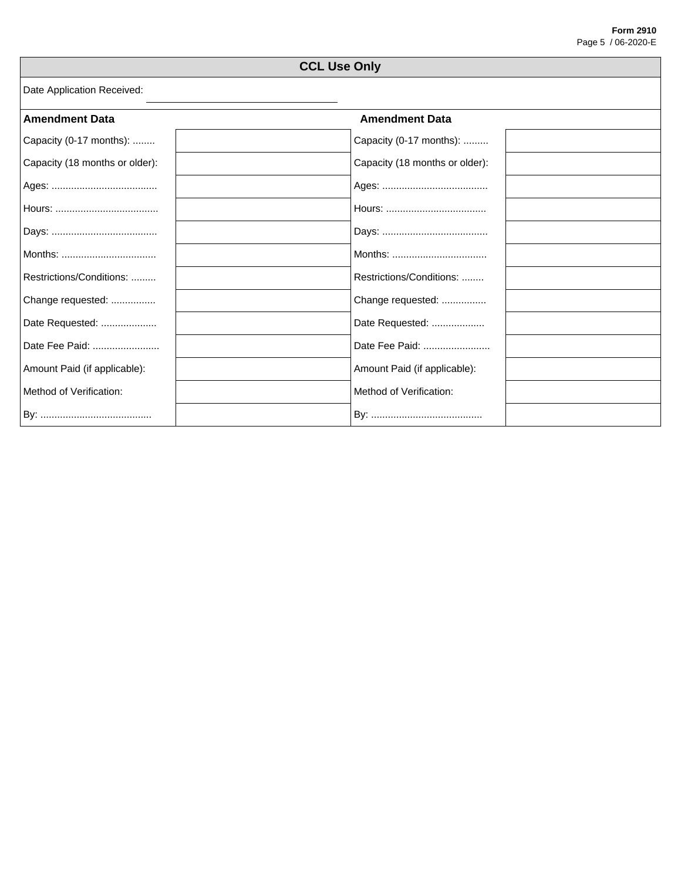## CCL Use Only

Date Application Received: ______________________________

| **Amendment Data** | | **Amendment Data** | |
|---|---|---|---|
| Capacity (0-17 months): ........ | | Capacity (0-17 months): ......... | |
| Capacity (18 months or older): | | Capacity (18 months or older): | |
| Ages: ...................................... | | Ages: ...................................... | |
| Hours: ..................................... | | Hours: .................................... | |
| Days: ...................................... | | Days: ...................................... | |
| Months: .................................. | | Months: .................................. | |
| Restrictions/Conditions: ......... | | Restrictions/Conditions: ........ | |
| Change requested: ................ | | Change requested: ................ | |
| Date Requested: .................... | | Date Requested: ................... | |
| Date Fee Paid: ........................ | | Date Fee Paid: ........................ | |
| Amount Paid (if applicable): | | Amount Paid (if applicable): | |
| Method of Verification: | | Method of Verification: | |
| By: ........................................ | | By: ........................................ | |